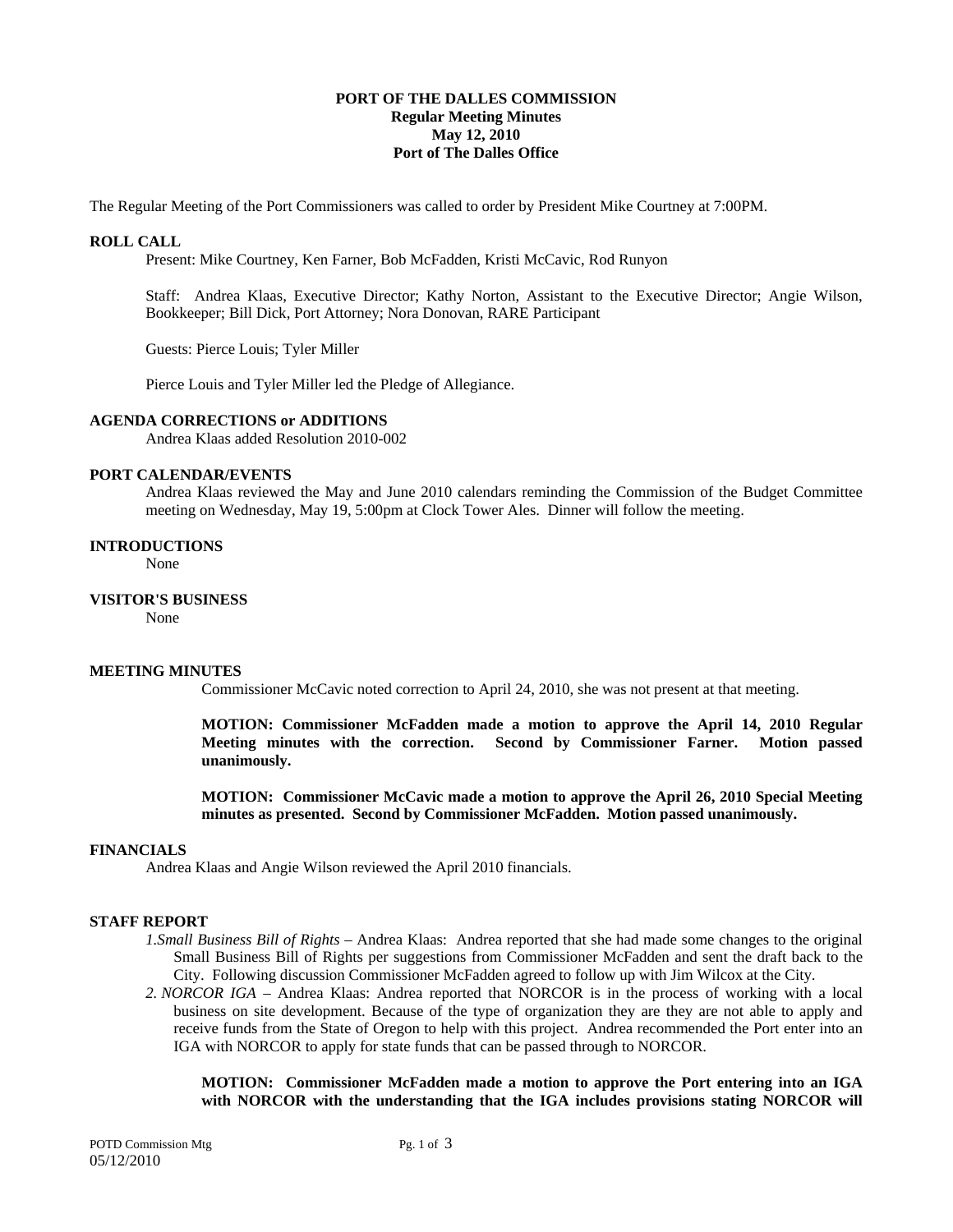**PORT OF THE DALLES COMMISSION**
**Regular Meeting Minutes**
**May 12, 2010**
**Port of The Dalles Office**

The Regular Meeting of the Port Commissioners was called to order by President Mike Courtney at 7:00PM.

**ROLL CALL**

Present: Mike Courtney, Ken Farner, Bob McFadden, Kristi McCavic, Rod Runyon

Staff: Andrea Klaas, Executive Director; Kathy Norton, Assistant to the Executive Director; Angie Wilson, Bookkeeper; Bill Dick, Port Attorney; Nora Donovan, RARE Participant

Guests: Pierce Louis; Tyler Miller

Pierce Louis and Tyler Miller led the Pledge of Allegiance.

**AGENDA CORRECTIONS or ADDITIONS**

Andrea Klaas added Resolution 2010-002

**PORT CALENDAR/EVENTS**

Andrea Klaas reviewed the May and June 2010 calendars reminding the Commission of the Budget Committee meeting on Wednesday, May 19, 5:00pm at Clock Tower Ales. Dinner will follow the meeting.

**INTRODUCTIONS**

None

**VISITOR'S BUSINESS**

None

**MEETING MINUTES**

Commissioner McCavic noted correction to April 24, 2010, she was not present at that meeting.

**MOTION: Commissioner McFadden made a motion to approve the April 14, 2010 Regular Meeting minutes with the correction. Second by Commissioner Farner. Motion passed unanimously.**

**MOTION: Commissioner McCavic made a motion to approve the April 26, 2010 Special Meeting minutes as presented. Second by Commissioner McFadden. Motion passed unanimously.**

**FINANCIALS**

Andrea Klaas and Angie Wilson reviewed the April 2010 financials.

**STAFF REPORT**

1. *Small Business Bill of Rights* – Andrea Klaas: Andrea reported that she had made some changes to the original Small Business Bill of Rights per suggestions from Commissioner McFadden and sent the draft back to the City. Following discussion Commissioner McFadden agreed to follow up with Jim Wilcox at the City.
2. *NORCOR IGA* – Andrea Klaas: Andrea reported that NORCOR is in the process of working with a local business on site development. Because of the type of organization they are they are not able to apply and receive funds from the State of Oregon to help with this project. Andrea recommended the Port enter into an IGA with NORCOR to apply for state funds that can be passed through to NORCOR.

**MOTION: Commissioner McFadden made a motion to approve the Port entering into an IGA with NORCOR with the understanding that the IGA includes provisions stating NORCOR will**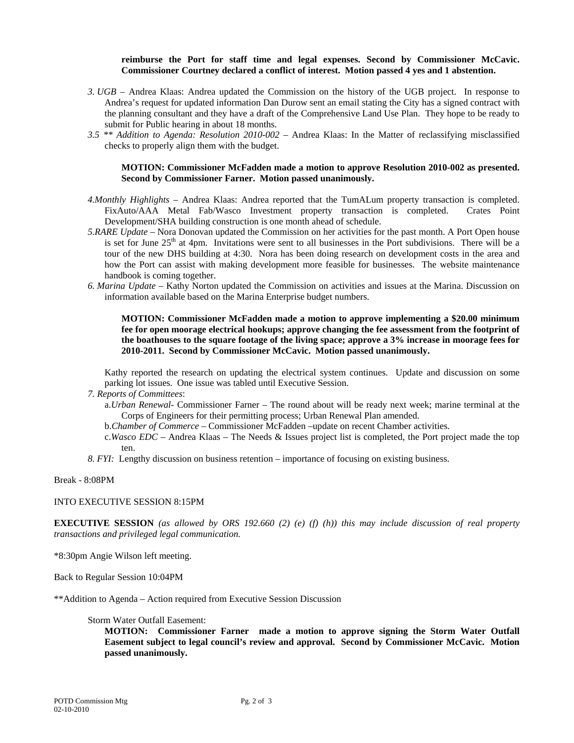**reimburse the Port for staff time and legal expenses. Second by Commissioner McCavic. Commissioner Courtney declared a conflict of interest. Motion passed 4 yes and 1 abstention.**

*3. UGB* – Andrea Klaas: Andrea updated the Commission on the history of the UGB project. In response to Andrea's request for updated information Dan Durow sent an email stating the City has a signed contract with the planning consultant and they have a draft of the Comprehensive Land Use Plan. They hope to be ready to submit for Public hearing in about 18 months.

*3.5 \*\* Addition to Agenda: Resolution 2010-002* – Andrea Klaas: In the Matter of reclassifying misclassified checks to properly align them with the budget.

> **MOTION: Commissioner McFadden made a motion to approve Resolution 2010-002 as presented. Second by Commissioner Farner. Motion passed unanimously.**

*4.Monthly Highlights* – Andrea Klaas: Andrea reported that the TumALum property transaction is completed. FixAuto/AAA Metal Fab/Wasco Investment property transaction is completed. Crates Point Development/SHA building construction is one month ahead of schedule.

*5.RARE Update* – Nora Donovan updated the Commission on her activities for the past month. A Port Open house is set for June 25th at 4pm. Invitations were sent to all businesses in the Port subdivisions. There will be a tour of the new DHS building at 4:30. Nora has been doing research on development costs in the area and how the Port can assist with making development more feasible for businesses. The website maintenance handbook is coming together.

*6. Marina Update* – Kathy Norton updated the Commission on activities and issues at the Marina. Discussion on information available based on the Marina Enterprise budget numbers.

> **MOTION: Commissioner McFadden made a motion to approve implementing a $20.00 minimum fee for open moorage electrical hookups; approve changing the fee assessment from the footprint of the boathouses to the square footage of the living space; approve a 3% increase in moorage fees for 2010-2011. Second by Commissioner McCavic. Motion passed unanimously.**

Kathy reported the research on updating the electrical system continues. Update and discussion on some parking lot issues. One issue was tabled until Executive Session.

*7. Reports of Committees*:

a.*Urban Renewal*- Commissioner Farner – The round about will be ready next week; marine terminal at the Corps of Engineers for their permitting process; Urban Renewal Plan amended.

b.*Chamber of Commerce* – Commissioner McFadden –update on recent Chamber activities.

c.*Wasco EDC* – Andrea Klaas – The Needs & Issues project list is completed, the Port project made the top ten.

*8. FYI:* Lengthy discussion on business retention – importance of focusing on existing business.

Break - 8:08PM

INTO EXECUTIVE SESSION 8:15PM

**EXECUTIVE SESSION** *(as allowed by ORS 192.660 (2) (e) (f) (h)) this may include discussion of real property transactions and privileged legal communication.*

\*8:30pm Angie Wilson left meeting.

Back to Regular Session 10:04PM

\*\*Addition to Agenda – Action required from Executive Session Discussion

Storm Water Outfall Easement:

**MOTION: Commissioner Farner made a motion to approve signing the Storm Water Outfall Easement subject to legal council's review and approval. Second by Commissioner McCavic. Motion passed unanimously.**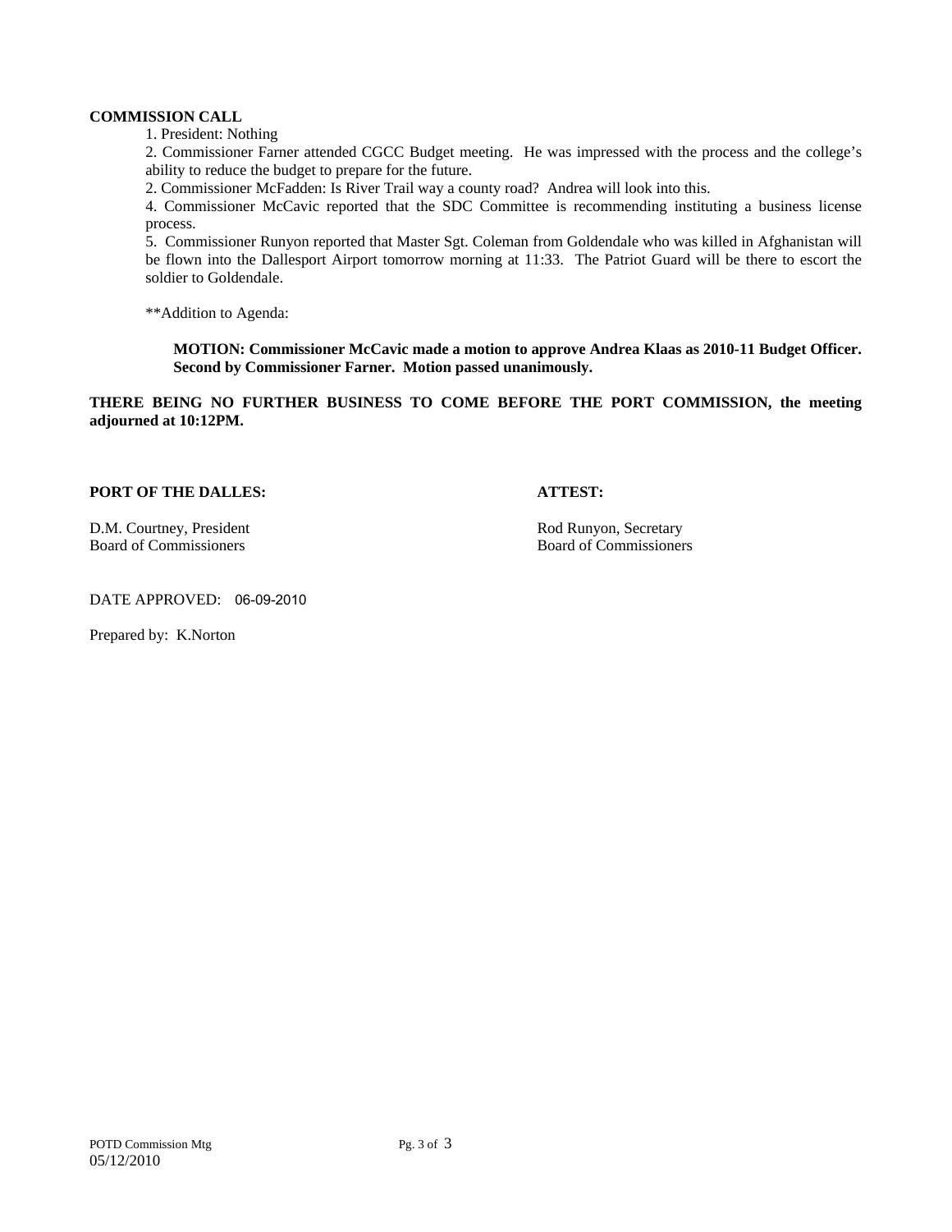**COMMISSION CALL**

1. President: Nothing
2. Commissioner Farner attended CGCC Budget meeting. He was impressed with the process and the college's ability to reduce the budget to prepare for the future.
2. Commissioner McFadden: Is River Trail way a county road? Andrea will look into this.
4. Commissioner McCavic reported that the SDC Committee is recommending instituting a business license process.
5. Commissioner Runyon reported that Master Sgt. Coleman from Goldendale who was killed in Afghanistan will be flown into the Dallesport Airport tomorrow morning at 11:33. The Patriot Guard will be there to escort the soldier to Goldendale.

**Addition to Agenda:

> **MOTION: Commissioner McCavic made a motion to approve Andrea Klaas as 2010-11 Budget Officer. Second by Commissioner Farner. Motion passed unanimously.**

**THERE BEING NO FURTHER BUSINESS TO COME BEFORE THE PORT COMMISSION, the meeting adjourned at 10:12PM.**

**PORT OF THE DALLES:**

D.M. Courtney, President
Board of Commissioners

**ATTEST:**

Rod Runyon, Secretary
Board of Commissioners

DATE APPROVED: 06-09-2010

Prepared by: K.Norton